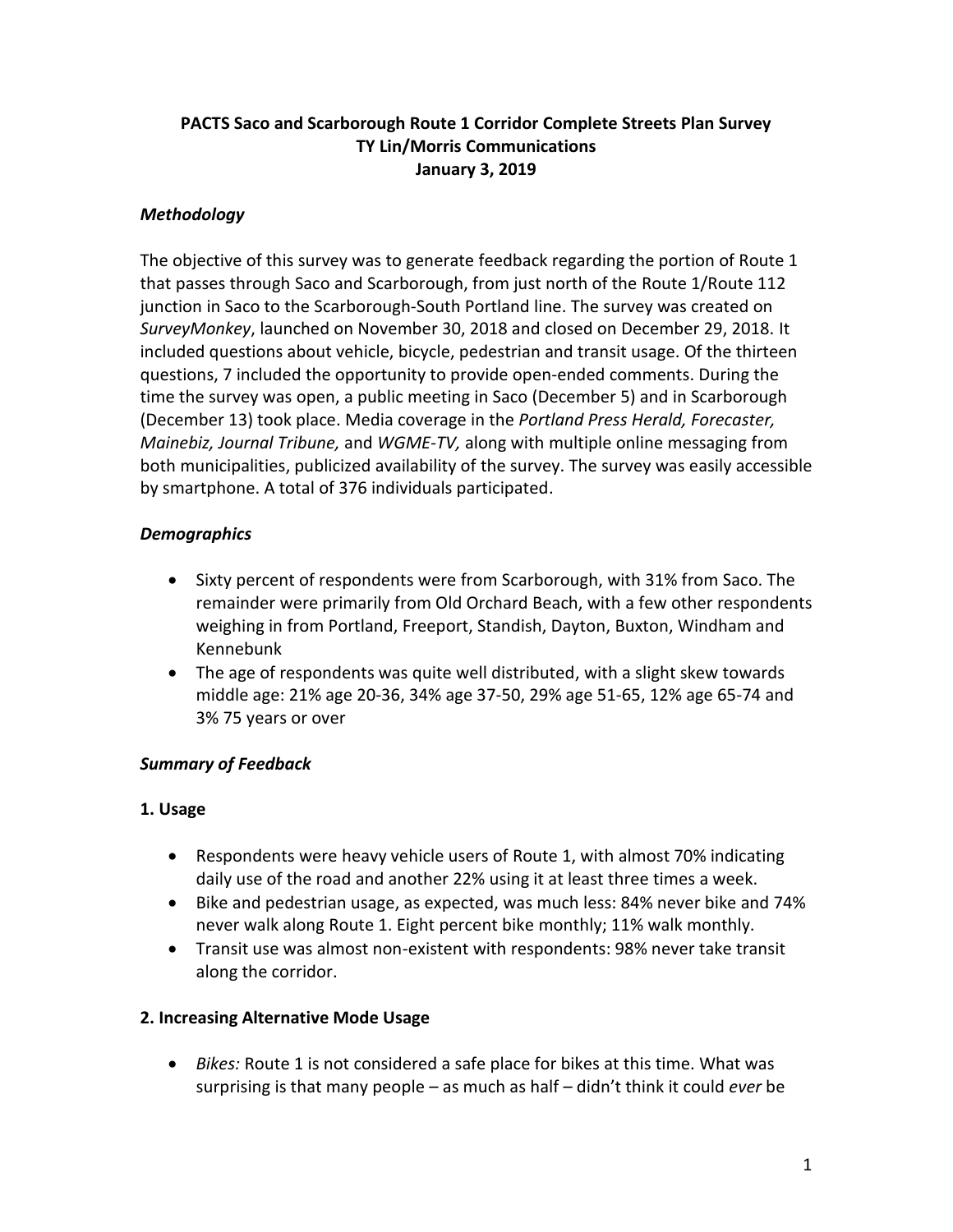**PACTS Saco and Scarborough Route 1 Corridor Complete Streets Plan Survey**
**TY Lin/Morris Communications**
**January 3, 2019**

## *Methodology*

The objective of this survey was to generate feedback regarding the portion of Route 1 that passes through Saco and Scarborough, from just north of the Route 1/Route 112 junction in Saco to the Scarborough-South Portland line. The survey was created on *SurveyMonkey*, launched on November 30, 2018 and closed on December 29, 2018. It included questions about vehicle, bicycle, pedestrian and transit usage. Of the thirteen questions, 7 included the opportunity to provide open-ended comments. During the time the survey was open, a public meeting in Saco (December 5) and in Scarborough (December 13) took place. Media coverage in the *Portland Press Herald, Forecaster, Mainebiz, Journal Tribune,* and *WGME-TV,* along with multiple online messaging from both municipalities, publicized availability of the survey. The survey was easily accessible by smartphone. A total of 376 individuals participated.

## *Demographics*

- Sixty percent of respondents were from Scarborough, with 31% from Saco. The remainder were primarily from Old Orchard Beach, with a few other respondents weighing in from Portland, Freeport, Standish, Dayton, Buxton, Windham and Kennebunk
- The age of respondents was quite well distributed, with a slight skew towards middle age: 21% age 20-36, 34% age 37-50, 29% age 51-65, 12% age 65-74 and 3% 75 years or over

## *Summary of Feedback*

### 1. Usage

- Respondents were heavy vehicle users of Route 1, with almost 70% indicating daily use of the road and another 22% using it at least three times a week.
- Bike and pedestrian usage, as expected, was much less: 84% never bike and 74% never walk along Route 1. Eight percent bike monthly; 11% walk monthly.
- Transit use was almost non-existent with respondents: 98% never take transit along the corridor.

### 2. Increasing Alternative Mode Usage

- *Bikes:* Route 1 is not considered a safe place for bikes at this time. What was surprising is that many people – as much as half – didn't think it could *ever* be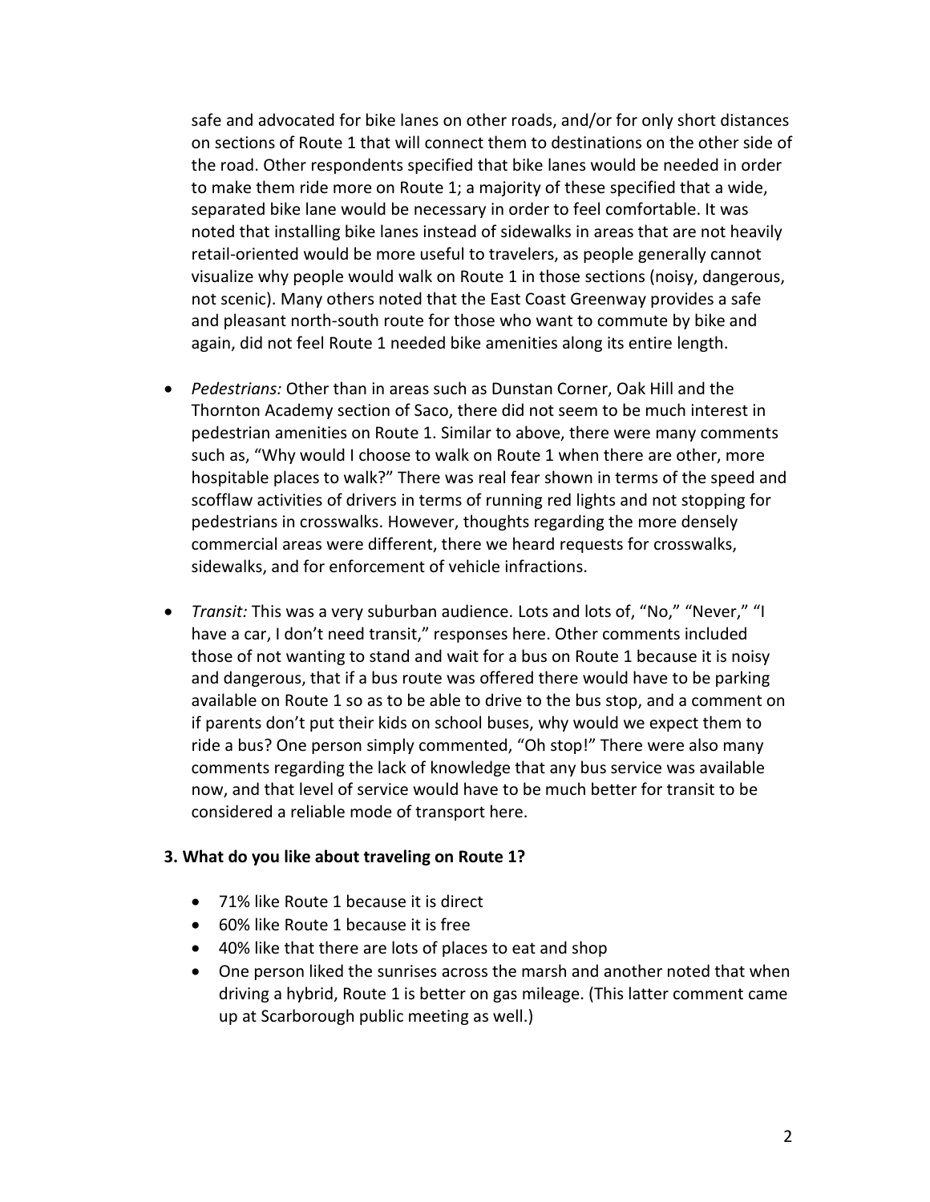safe and advocated for bike lanes on other roads, and/or for only short distances on sections of Route 1 that will connect them to destinations on the other side of the road. Other respondents specified that bike lanes would be needed in order to make them ride more on Route 1; a majority of these specified that a wide, separated bike lane would be necessary in order to feel comfortable. It was noted that installing bike lanes instead of sidewalks in areas that are not heavily retail-oriented would be more useful to travelers, as people generally cannot visualize why people would walk on Route 1 in those sections (noisy, dangerous, not scenic). Many others noted that the East Coast Greenway provides a safe and pleasant north-south route for those who want to commute by bike and again, did not feel Route 1 needed bike amenities along its entire length.

- *Pedestrians:* Other than in areas such as Dunstan Corner, Oak Hill and the Thornton Academy section of Saco, there did not seem to be much interest in pedestrian amenities on Route 1. Similar to above, there were many comments such as, "Why would I choose to walk on Route 1 when there are other, more hospitable places to walk?" There was real fear shown in terms of the speed and scofflaw activities of drivers in terms of running red lights and not stopping for pedestrians in crosswalks. However, thoughts regarding the more densely commercial areas were different, there we heard requests for crosswalks, sidewalks, and for enforcement of vehicle infractions.

- *Transit:* This was a very suburban audience. Lots and lots of, "No," "Never," "I have a car, I don't need transit," responses here. Other comments included those of not wanting to stand and wait for a bus on Route 1 because it is noisy and dangerous, that if a bus route was offered there would have to be parking available on Route 1 so as to be able to drive to the bus stop, and a comment on if parents don't put their kids on school buses, why would we expect them to ride a bus? One person simply commented, "Oh stop!" There were also many comments regarding the lack of knowledge that any bus service was available now, and that level of service would have to be much better for transit to be considered a reliable mode of transport here.

**3. What do you like about traveling on Route 1?**

- 71% like Route 1 because it is direct
- 60% like Route 1 because it is free
- 40% like that there are lots of places to eat and shop
- One person liked the sunrises across the marsh and another noted that when driving a hybrid, Route 1 is better on gas mileage. (This latter comment came up at Scarborough public meeting as well.)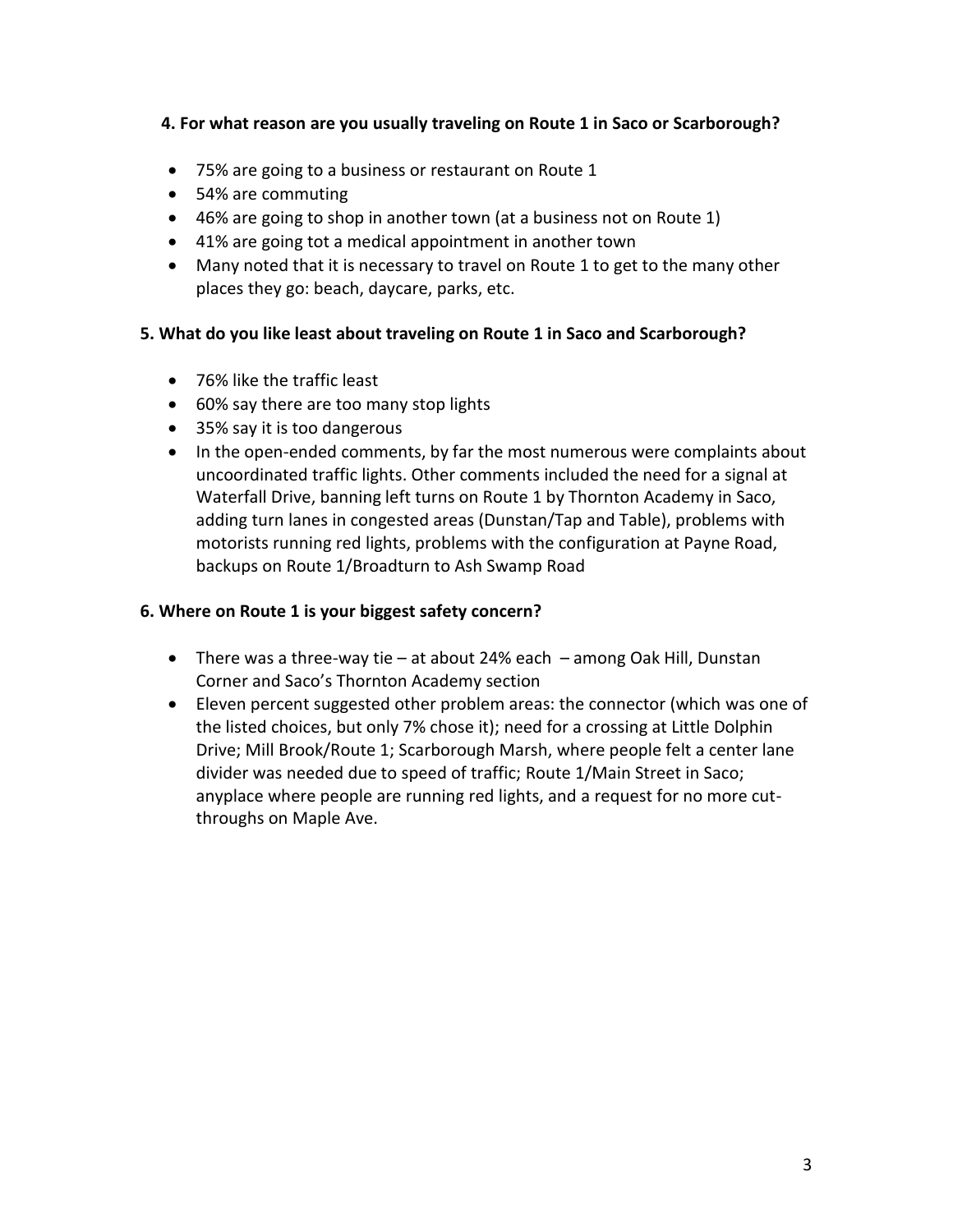**4. For what reason are you usually traveling on Route 1 in Saco or Scarborough?**

- 75% are going to a business or restaurant on Route 1
- 54% are commuting
- 46% are going to shop in another town (at a business not on Route 1)
- 41% are going tot a medical appointment in another town
- Many noted that it is necessary to travel on Route 1 to get to the many other places they go: beach, daycare, parks, etc.

**5. What do you like least about traveling on Route 1 in Saco and Scarborough?**

- 76% like the traffic least
- 60% say there are too many stop lights
- 35% say it is too dangerous
- In the open-ended comments, by far the most numerous were complaints about uncoordinated traffic lights. Other comments included the need for a signal at Waterfall Drive, banning left turns on Route 1 by Thornton Academy in Saco, adding turn lanes in congested areas (Dunstan/Tap and Table), problems with motorists running red lights, problems with the configuration at Payne Road, backups on Route 1/Broadturn to Ash Swamp Road

**6. Where on Route 1 is your biggest safety concern?**

- There was a three-way tie – at about 24% each – among Oak Hill, Dunstan Corner and Saco's Thornton Academy section
- Eleven percent suggested other problem areas: the connector (which was one of the listed choices, but only 7% chose it); need for a crossing at Little Dolphin Drive; Mill Brook/Route 1; Scarborough Marsh, where people felt a center lane divider was needed due to speed of traffic; Route 1/Main Street in Saco; anyplace where people are running red lights, and a request for no more cut-throughs on Maple Ave.